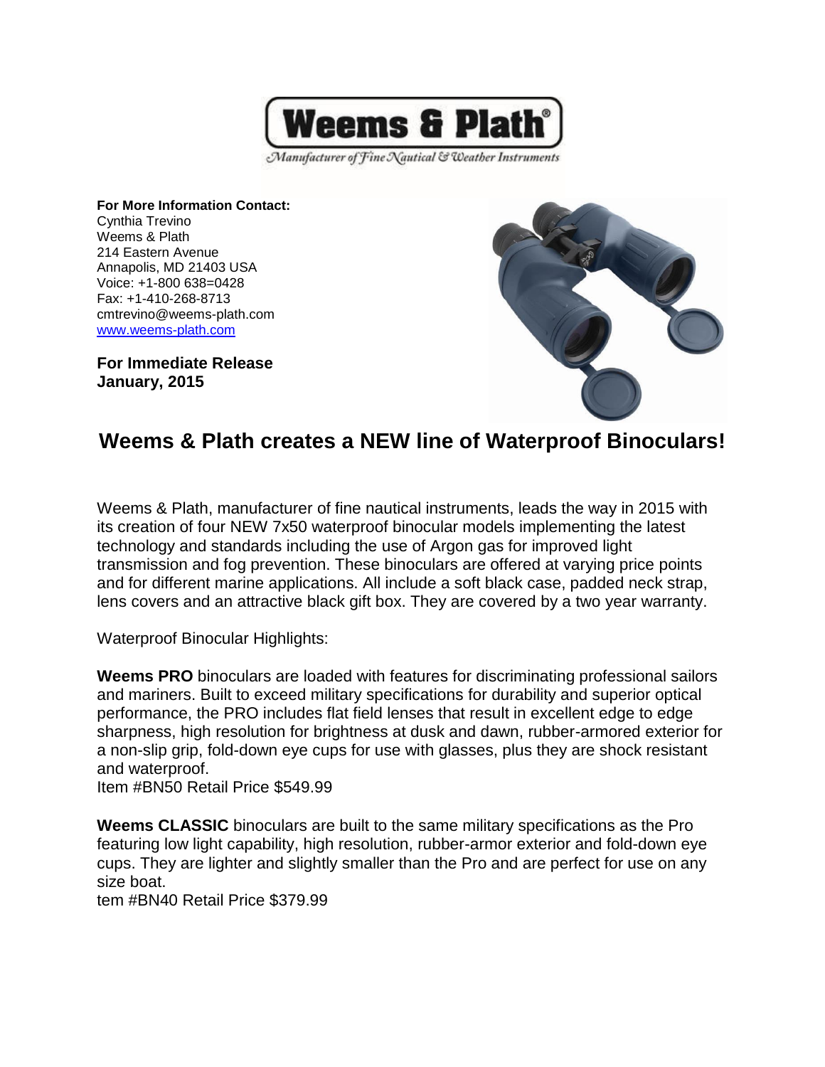**Weems & Plath**

*Manufacturer of Fine Nautical & Weather Instruments*

**For More Information Contact:**
Cynthia Trevino
Weems & Plath
214 Eastern Avenue
Annapolis, MD 21403 USA
Voice: +1-800 638=0428
Fax: +1-410-268-8713
cmtrevino@weems-plath.com
[www.weems-plath.com](http://www.weems-plath.com)

**For Immediate Release**
**January, 2015**

# Weems & Plath creates a NEW line of Waterproof Binoculars!

Weems & Plath, manufacturer of fine nautical instruments, leads the way in 2015 with its creation of four NEW 7x50 waterproof binocular models implementing the latest technology and standards including the use of Argon gas for improved light transmission and fog prevention. These binoculars are offered at varying price points and for different marine applications. All include a soft black case, padded neck strap, lens covers and an attractive black gift box. They are covered by a two year warranty.

Waterproof Binocular Highlights:

**Weems PRO** binoculars are loaded with features for discriminating professional sailors and mariners. Built to exceed military specifications for durability and superior optical performance, the PRO includes flat field lenses that result in excellent edge to edge sharpness, high resolution for brightness at dusk and dawn, rubber-armored exterior for a non-slip grip, fold-down eye cups for use with glasses, plus they are shock resistant and waterproof.
Item #BN50 Retail Price $549.99

**Weems CLASSIC** binoculars are built to the same military specifications as the Pro featuring low light capability, high resolution, rubber-armor exterior and fold-down eye cups. They are lighter and slightly smaller than the Pro and are perfect for use on any size boat.
tem #BN40 Retail Price $379.99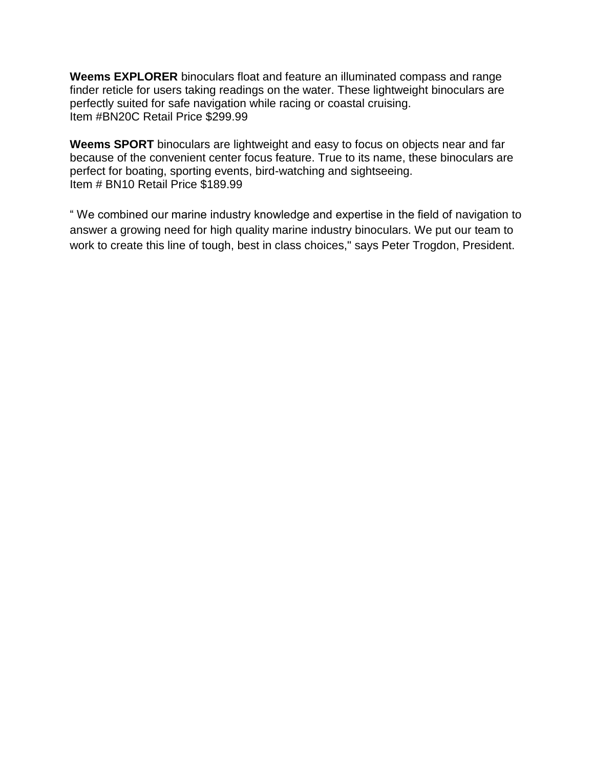**Weems EXPLORER** binoculars float and feature an illuminated compass and range finder reticle for users taking readings on the water. These lightweight binoculars are perfectly suited for safe navigation while racing or coastal cruising.
Item #BN20C Retail Price $299.99

**Weems SPORT** binoculars are lightweight and easy to focus on objects near and far because of the convenient center focus feature. True to its name, these binoculars are perfect for boating, sporting events, bird-watching and sightseeing.
Item # BN10 Retail Price $189.99

" We combined our marine industry knowledge and expertise in the field of navigation to answer a growing need for high quality marine industry binoculars. We put our team to work to create this line of tough, best in class choices," says Peter Trogdon, President.